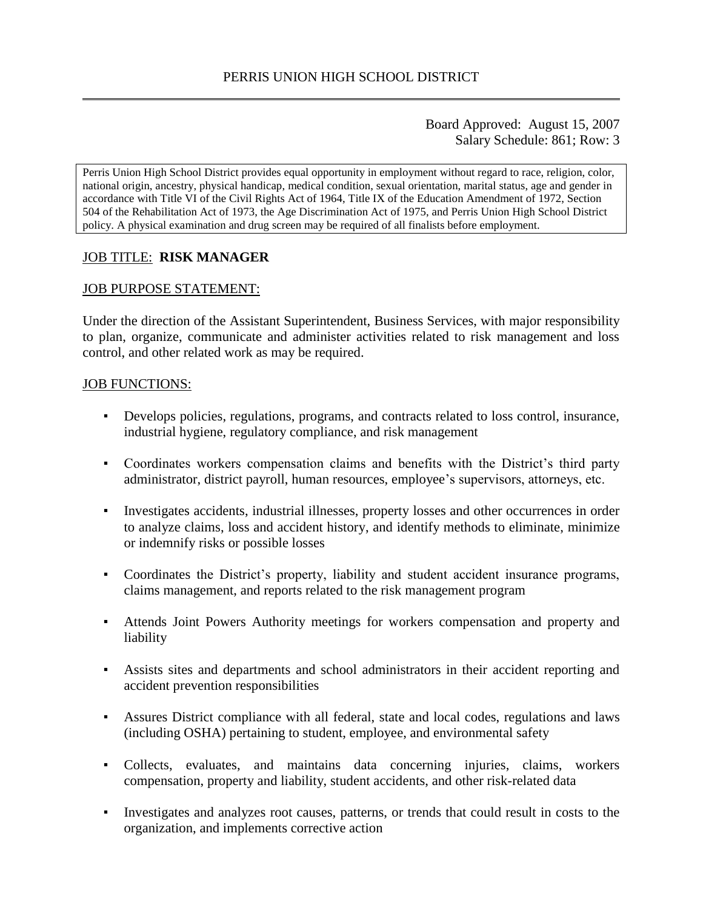# PERRIS UNION HIGH SCHOOL DISTRICT

Board Approved: August 15, 2007
Salary Schedule: 861; Row: 3

Perris Union High School District provides equal opportunity in employment without regard to race, religion, color, national origin, ancestry, physical handicap, medical condition, sexual orientation, marital status, age and gender in accordance with Title VI of the Civil Rights Act of 1964, Title IX of the Education Amendment of 1972, Section 504 of the Rehabilitation Act of 1973, the Age Discrimination Act of 1975, and Perris Union High School District policy. A physical examination and drug screen may be required of all finalists before employment.

## JOB TITLE: **RISK MANAGER**

## JOB PURPOSE STATEMENT:

Under the direction of the Assistant Superintendent, Business Services, with major responsibility to plan, organize, communicate and administer activities related to risk management and loss control, and other related work as may be required.

## JOB FUNCTIONS:

- Develops policies, regulations, programs, and contracts related to loss control, insurance, industrial hygiene, regulatory compliance, and risk management
- Coordinates workers compensation claims and benefits with the District's third party administrator, district payroll, human resources, employee's supervisors, attorneys, etc.
- Investigates accidents, industrial illnesses, property losses and other occurrences in order to analyze claims, loss and accident history, and identify methods to eliminate, minimize or indemnify risks or possible losses
- Coordinates the District's property, liability and student accident insurance programs, claims management, and reports related to the risk management program
- Attends Joint Powers Authority meetings for workers compensation and property and liability
- Assists sites and departments and school administrators in their accident reporting and accident prevention responsibilities
- Assures District compliance with all federal, state and local codes, regulations and laws (including OSHA) pertaining to student, employee, and environmental safety
- Collects, evaluates, and maintains data concerning injuries, claims, workers compensation, property and liability, student accidents, and other risk-related data
- Investigates and analyzes root causes, patterns, or trends that could result in costs to the organization, and implements corrective action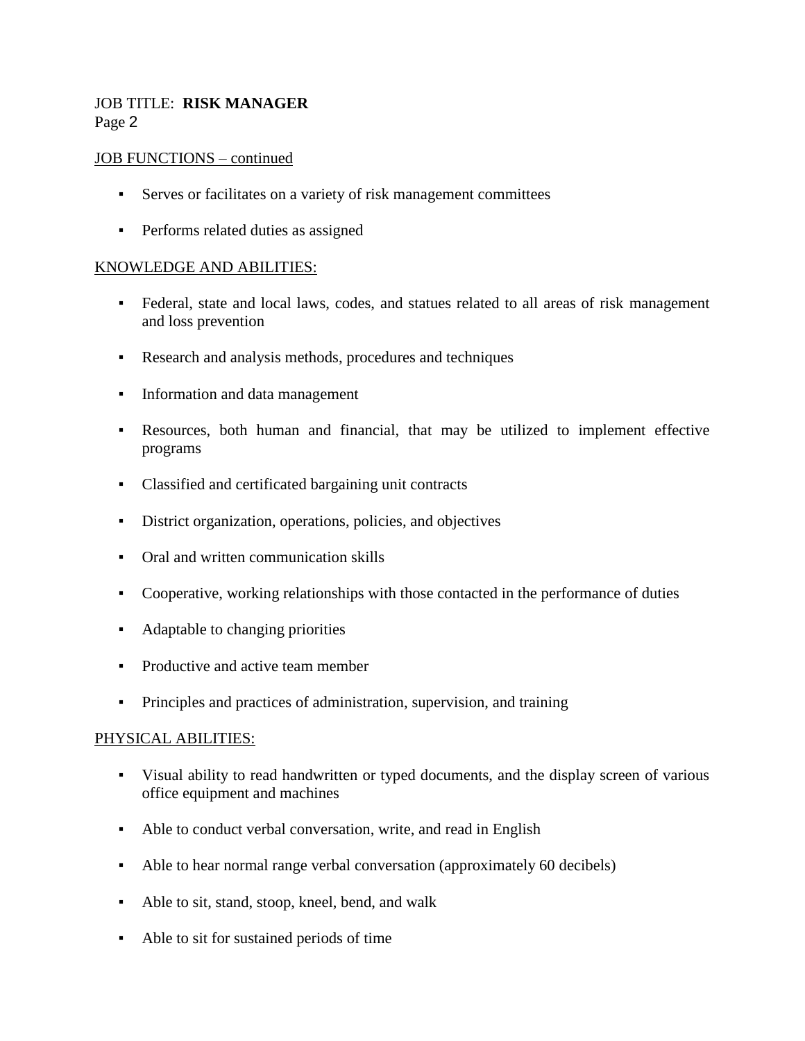JOB TITLE: **RISK MANAGER**

JOB FUNCTIONS – continued

- Serves or facilitates on a variety of risk management committees
- Performs related duties as assigned

KNOWLEDGE AND ABILITIES:

- Federal, state and local laws, codes, and statues related to all areas of risk management and loss prevention
- Research and analysis methods, procedures and techniques
- Information and data management
- Resources, both human and financial, that may be utilized to implement effective programs
- Classified and certificated bargaining unit contracts
- District organization, operations, policies, and objectives
- Oral and written communication skills
- Cooperative, working relationships with those contacted in the performance of duties
- Adaptable to changing priorities
- Productive and active team member
- Principles and practices of administration, supervision, and training

PHYSICAL ABILITIES:

- Visual ability to read handwritten or typed documents, and the display screen of various office equipment and machines
- Able to conduct verbal conversation, write, and read in English
- Able to hear normal range verbal conversation (approximately 60 decibels)
- Able to sit, stand, stoop, kneel, bend, and walk
- Able to sit for sustained periods of time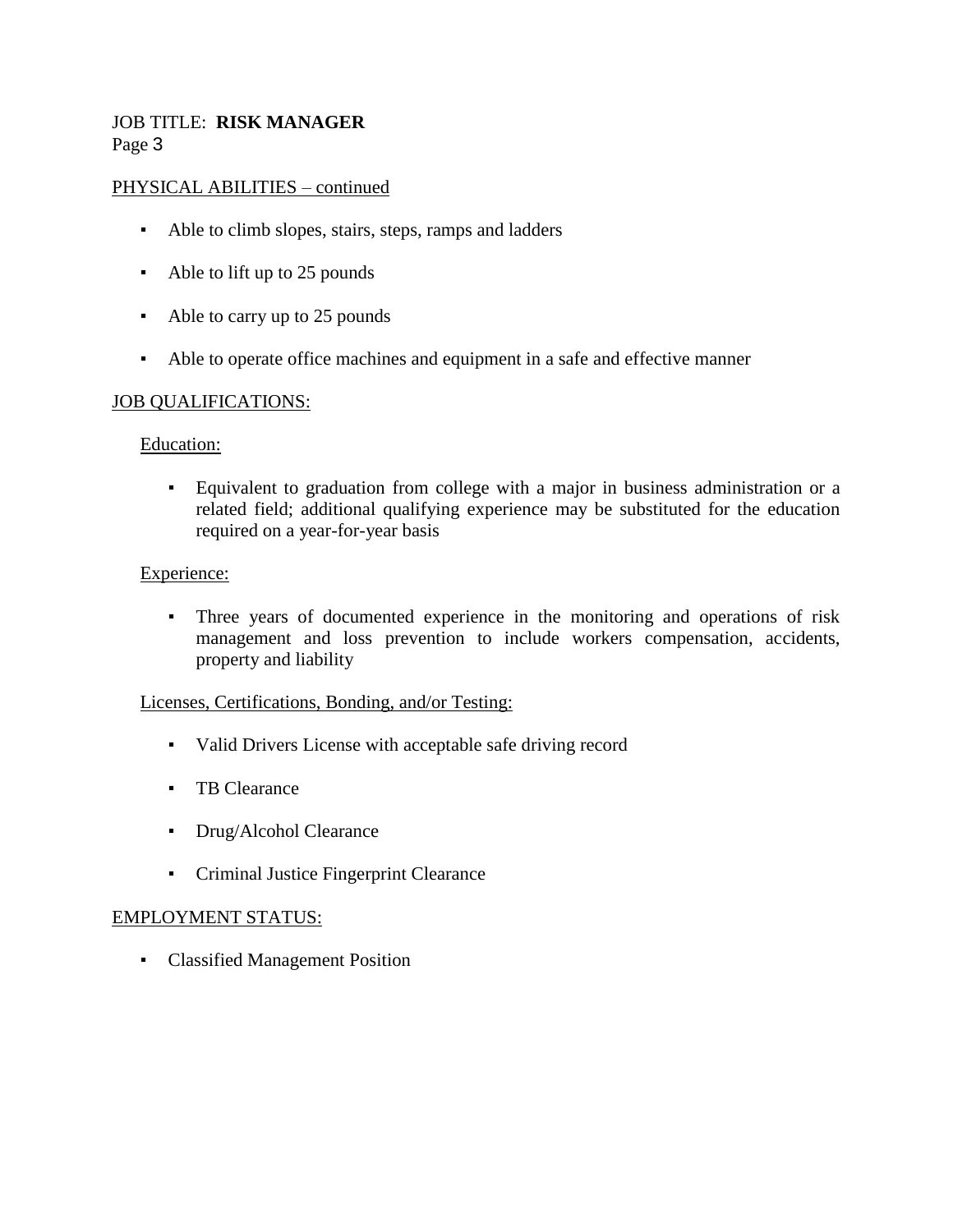## PHYSICAL ABILITIES – continued

- Able to climb slopes, stairs, steps, ramps and ladders
- Able to lift up to 25 pounds
- Able to carry up to 25 pounds
- Able to operate office machines and equipment in a safe and effective manner

## JOB QUALIFICATIONS:

### Education:

- Equivalent to graduation from college with a major in business administration or a related field; additional qualifying experience may be substituted for the education required on a year-for-year basis

### Experience:

- Three years of documented experience in the monitoring and operations of risk management and loss prevention to include workers compensation, accidents, property and liability

### Licenses, Certifications, Bonding, and/or Testing:

- Valid Drivers License with acceptable safe driving record
- TB Clearance
- Drug/Alcohol Clearance
- Criminal Justice Fingerprint Clearance

## EMPLOYMENT STATUS:

- Classified Management Position